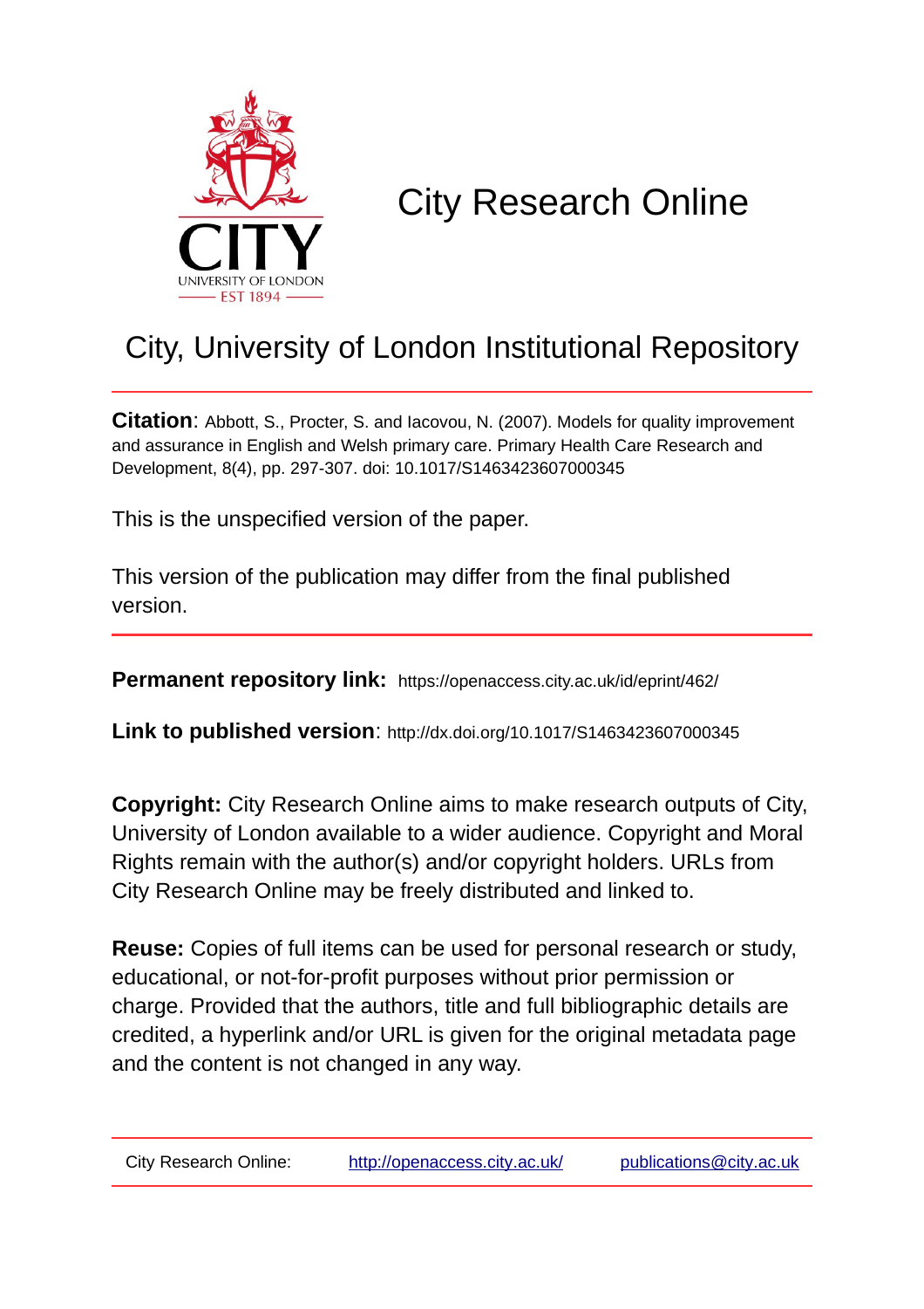# City Research Online

## City, University of London Institutional Repository

**Citation**: Abbott, S., Procter, S. and Iacovou, N. (2007). Models for quality improvement and assurance in English and Welsh primary care. Primary Health Care Research and Development, 8(4), pp. 297-307. doi: 10.1017/S1463423607000345

This is the unspecified version of the paper.

This version of the publication may differ from the final published version.

---

**Permanent repository link:** https://openaccess.city.ac.uk/id/eprint/462/

**Link to published version**: http://dx.doi.org/10.1017/S1463423607000345

**Copyright:** City Research Online aims to make research outputs of City, University of London available to a wider audience. Copyright and Moral Rights remain with the author(s) and/or copyright holders. URLs from City Research Online may be freely distributed and linked to.

**Reuse:** Copies of full items can be used for personal research or study, educational, or not-for-profit purposes without prior permission or charge. Provided that the authors, title and full bibliographic details are credited, a hyperlink and/or URL is given for the original metadata page and the content is not changed in any way.

---

City Research Online: http://openaccess.city.ac.uk/ publications@city.ac.uk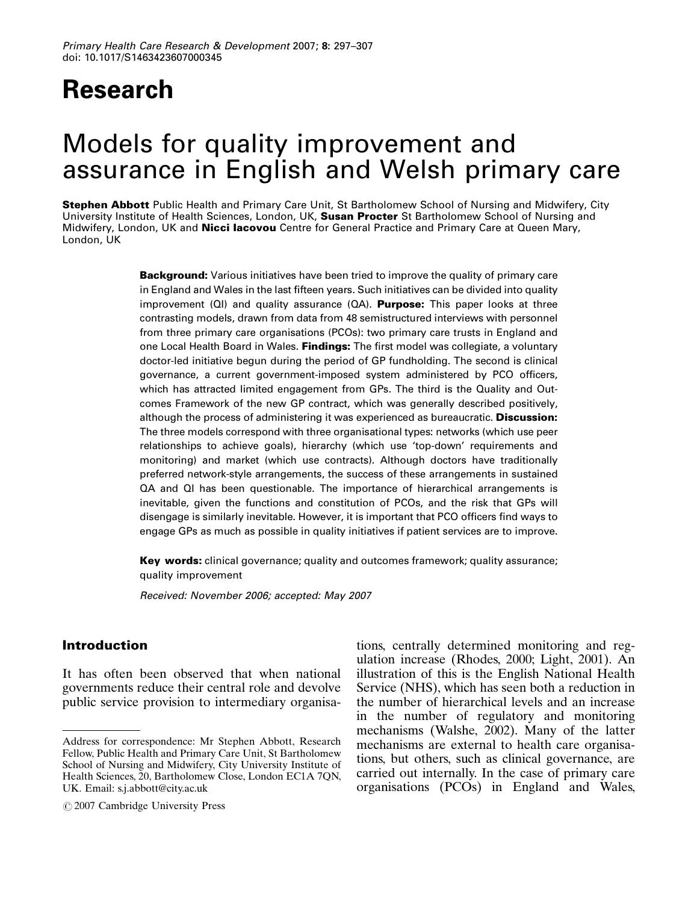# Research

# Models for quality improvement and assurance in English and Welsh primary care

**Stephen Abbott** Public Health and Primary Care Unit, St Bartholomew School of Nursing and Midwifery, City University Institute of Health Sciences, London, UK, **Susan Procter** St Bartholomew School of Nursing and Midwifery, London, UK and **Nicci Iacovou** Centre for General Practice and Primary Care at Queen Mary, London, UK

**Background:** Various initiatives have been tried to improve the quality of primary care in England and Wales in the last fifteen years. Such initiatives can be divided into quality improvement (QI) and quality assurance (QA). **Purpose:** This paper looks at three contrasting models, drawn from data from 48 semistructured interviews with personnel from three primary care organisations (PCOs): two primary care trusts in England and one Local Health Board in Wales. **Findings:** The first model was collegiate, a voluntary doctor-led initiative begun during the period of GP fundholding. The second is clinical governance, a current government-imposed system administered by PCO officers, which has attracted limited engagement from GPs. The third is the Quality and Outcomes Framework of the new GP contract, which was generally described positively, although the process of administering it was experienced as bureaucratic. **Discussion:** The three models correspond with three organisational types: networks (which use peer relationships to achieve goals), hierarchy (which use 'top-down' requirements and monitoring) and market (which use contracts). Although doctors have traditionally preferred network-style arrangements, the success of these arrangements in sustained QA and QI has been questionable. The importance of hierarchical arrangements is inevitable, given the functions and constitution of PCOs, and the risk that GPs will disengage is similarly inevitable. However, it is important that PCO officers find ways to engage GPs as much as possible in quality initiatives if patient services are to improve.

**Key words:** clinical governance; quality and outcomes framework; quality assurance; quality improvement

*Received: November 2006; accepted: May 2007*

## Introduction

It has often been observed that when national governments reduce their central role and devolve public service provision to intermediary organisations, centrally determined monitoring and regulation increase (Rhodes, 2000; Light, 2001). An illustration of this is the English National Health Service (NHS), which has seen both a reduction in the number of hierarchical levels and an increase in the number of regulatory and monitoring mechanisms (Walshe, 2002). Many of the latter mechanisms are external to health care organisations, but others, such as clinical governance, are carried out internally. In the case of primary care organisations (PCOs) in England and Wales,

Address for correspondence: Mr Stephen Abbott, Research Fellow, Public Health and Primary Care Unit, St Bartholomew School of Nursing and Midwifery, City University Institute of Health Sciences, 20, Bartholomew Close, London EC1A 7QN, UK. Email: s.j.abbott@city.ac.uk

© 2007 Cambridge University Press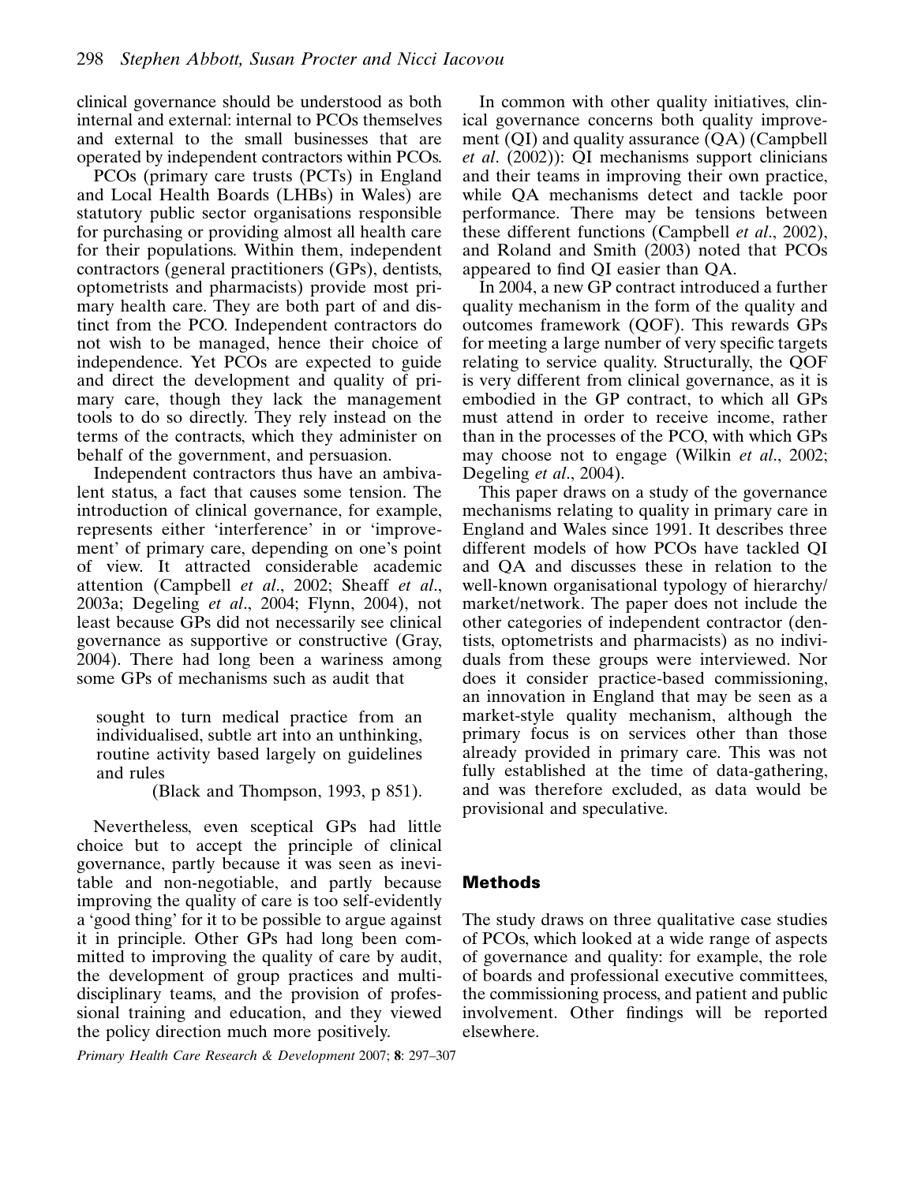clinical governance should be understood as both internal and external: internal to PCOs themselves and external to the small businesses that are operated by independent contractors within PCOs.

PCOs (primary care trusts (PCTs) in England and Local Health Boards (LHBs) in Wales) are statutory public sector organisations responsible for purchasing or providing almost all health care for their populations. Within them, independent contractors (general practitioners (GPs), dentists, optometrists and pharmacists) provide most primary health care. They are both part of and distinct from the PCO. Independent contractors do not wish to be managed, hence their choice of independence. Yet PCOs are expected to guide and direct the development and quality of primary care, though they lack the management tools to do so directly. They rely instead on the terms of the contracts, which they administer on behalf of the government, and persuasion.

Independent contractors thus have an ambivalent status, a fact that causes some tension. The introduction of clinical governance, for example, represents either 'interference' in or 'improvement' of primary care, depending on one's point of view. It attracted considerable academic attention (Campbell *et al*., 2002; Sheaff *et al*., 2003a; Degeling *et al*., 2004; Flynn, 2004), not least because GPs did not necessarily see clinical governance as supportive or constructive (Gray, 2004). There had long been a wariness among some GPs of mechanisms such as audit that

> sought to turn medical practice from an individualised, subtle art into an unthinking, routine activity based largely on guidelines and rules
>
> (Black and Thompson, 1993, p 851).

Nevertheless, even sceptical GPs had little choice but to accept the principle of clinical governance, partly because it was seen as inevitable and non-negotiable, and partly because improving the quality of care is too self-evidently a 'good thing' for it to be possible to argue against it in principle. Other GPs had long been committed to improving the quality of care by audit, the development of group practices and multidisciplinary teams, and the provision of professional training and education, and they viewed the policy direction much more positively.

In common with other quality initiatives, clinical governance concerns both quality improvement (QI) and quality assurance (QA) (Campbell *et al*. (2002)): QI mechanisms support clinicians and their teams in improving their own practice, while QA mechanisms detect and tackle poor performance. There may be tensions between these different functions (Campbell *et al*., 2002), and Roland and Smith (2003) noted that PCOs appeared to find QI easier than QA.

In 2004, a new GP contract introduced a further quality mechanism in the form of the quality and outcomes framework (QOF). This rewards GPs for meeting a large number of very specific targets relating to service quality. Structurally, the QOF is very different from clinical governance, as it is embodied in the GP contract, to which all GPs must attend in order to receive income, rather than in the processes of the PCO, with which GPs may choose not to engage (Wilkin *et al*., 2002; Degeling *et al*., 2004).

This paper draws on a study of the governance mechanisms relating to quality in primary care in England and Wales since 1991. It describes three different models of how PCOs have tackled QI and QA and discusses these in relation to the well-known organisational typology of hierarchy/market/network. The paper does not include the other categories of independent contractor (dentists, optometrists and pharmacists) as no individuals from these groups were interviewed. Nor does it consider practice-based commissioning, an innovation in England that may be seen as a market-style quality mechanism, although the primary focus is on services other than those already provided in primary care. This was not fully established at the time of data-gathering, and was therefore excluded, as data would be provisional and speculative.

## Methods

The study draws on three qualitative case studies of PCOs, which looked at a wide range of aspects of governance and quality: for example, the role of boards and professional executive committees, the commissioning process, and patient and public involvement. Other findings will be reported elsewhere.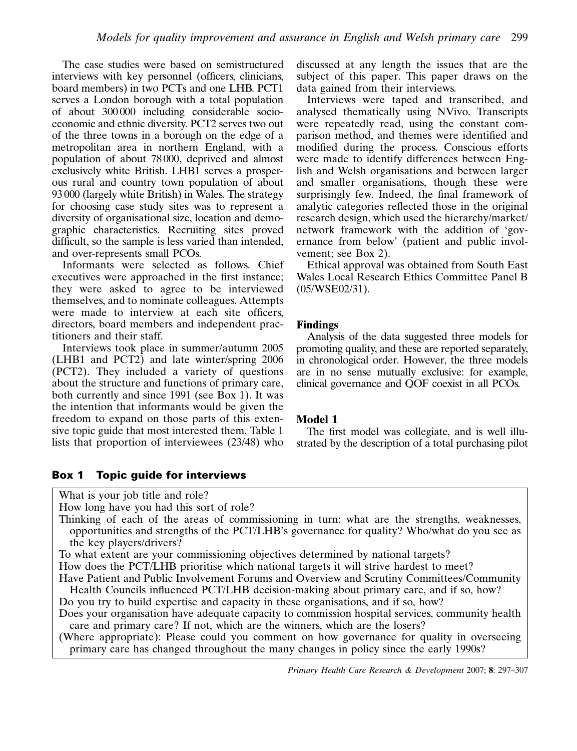The case studies were based on semistructured interviews with key personnel (officers, clinicians, board members) in two PCTs and one LHB. PCT1 serves a London borough with a total population of about 300 000 including considerable socioeconomic and ethnic diversity. PCT2 serves two out of the three towns in a borough on the edge of a metropolitan area in northern England, with a population of about 78 000, deprived and almost exclusively white British. LHB1 serves a prosperous rural and country town population of about 93 000 (largely white British) in Wales. The strategy for choosing case study sites was to represent a diversity of organisational size, location and demographic characteristics. Recruiting sites proved difficult, so the sample is less varied than intended, and over-represents small PCOs.

Informants were selected as follows. Chief executives were approached in the first instance; they were asked to agree to be interviewed themselves, and to nominate colleagues. Attempts were made to interview at each site officers, directors, board members and independent practitioners and their staff.

Interviews took place in summer/autumn 2005 (LHB1 and PCT2) and late winter/spring 2006 (PCT2). They included a variety of questions about the structure and functions of primary care, both currently and since 1991 (see Box 1). It was the intention that informants would be given the freedom to expand on those parts of this extensive topic guide that most interested them. Table 1 lists that proportion of interviewees (23/48) who discussed at any length the issues that are the subject of this paper. This paper draws on the data gained from their interviews.

Interviews were taped and transcribed, and analysed thematically using NVivo. Transcripts were repeatedly read, using the constant comparison method, and themes were identified and modified during the process. Conscious efforts were made to identify differences between English and Welsh organisations and between larger and smaller organisations, though these were surprisingly few. Indeed, the final framework of analytic categories reflected those in the original research design, which used the hierarchy/market/network framework with the addition of 'governance from below' (patient and public involvement; see Box 2).

Ethical approval was obtained from South East Wales Local Research Ethics Committee Panel B (05/WSE02/31).

## Findings

Analysis of the data suggested three models for promoting quality, and these are reported separately, in chronological order. However, the three models are in no sense mutually exclusive: for example, clinical governance and QOF coexist in all PCOs.

### Model 1

The first model was collegiate, and is well illustrated by the description of a total purchasing pilot

**Box 1 Topic guide for interviews**

> What is your job title and role?
>
> How long have you had this sort of role?
>
> Thinking of each of the areas of commissioning in turn: what are the strengths, weaknesses, opportunities and strengths of the PCT/LHB's governance for quality? Who/what do you see as the key players/drivers?
>
> To what extent are your commissioning objectives determined by national targets?
>
> How does the PCT/LHB prioritise which national targets it will strive hardest to meet?
>
> Have Patient and Public Involvement Forums and Overview and Scrutiny Committees/Community Health Councils influenced PCT/LHB decision-making about primary care, and if so, how?
>
> Do you try to build expertise and capacity in these organisations, and if so, how?
>
> Does your organisation have adequate capacity to commission hospital services, community health care and primary care? If not, which are the winners, which are the losers?
>
> (Where appropriate): Please could you comment on how governance for quality in overseeing primary care has changed throughout the many changes in policy since the early 1990s?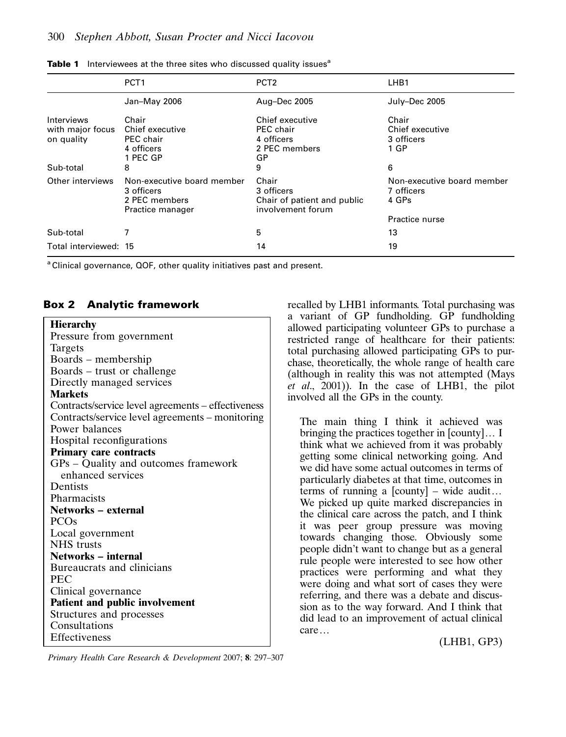**Table 1** Interviewees at the three sites who discussed quality issues[a]

| | PCT1 | PCT2 | LHB1 |
|---|---|---|---|
| | Jan–May 2006 | Aug–Dec 2005 | July–Dec 2005 |
| Interviews with major focus on quality | Chair<br>Chief executive<br>PEC chair<br>4 officers<br>1 PEC GP | Chief executive<br>PEC chair<br>4 officers<br>2 PEC members<br>GP | Chair<br>Chief executive<br>3 officers<br>1 GP |
| Sub-total | 8 | 9 | 6 |
| Other interviews | Non-executive board member<br>3 officers<br>2 PEC members<br>Practice manager | Chair<br>3 officers<br>Chair of patient and public involvement forum | Non-executive board member<br>7 officers<br>4 GPs<br>Practice nurse |
| Sub-total | 7 | 5 | 13 |
| Total interviewed: | 15 | 14 | 19 |

[a] Clinical governance, QOF, other quality initiatives past and present.

### Box 2 Analytic framework

**Hierarchy**
Pressure from government
Targets
Boards – membership
Boards – trust or challenge
Directly managed services
**Markets**
Contracts/service level agreements – effectiveness
Contracts/service level agreements – monitoring
Power balances
Hospital reconfigurations
**Primary care contracts**
GPs – Quality and outcomes framework enhanced services
Dentists
Pharmacists
**Networks – external**
PCOs
Local government
NHS trusts
**Networks – internal**
Bureaucrats and clinicians
PEC
Clinical governance
**Patient and public involvement**
Structures and processes
Consultations
Effectiveness

recalled by LHB1 informants. Total purchasing was a variant of GP fundholding. GP fundholding allowed participating volunteer GPs to purchase a restricted range of healthcare for their patients: total purchasing allowed participating GPs to purchase, theoretically, the whole range of health care (although in reality this was not attempted (Mays *et al*., 2001)). In the case of LHB1, the pilot involved all the GPs in the county.

> The main thing I think it achieved was bringing the practices together in [county]… I think what we achieved from it was probably getting some clinical networking going. And we did have some actual outcomes in terms of particularly diabetes at that time, outcomes in terms of running a [county] – wide audit… We picked up quite marked discrepancies in the clinical care across the patch, and I think it was peer group pressure was moving towards changing those. Obviously some people didn't want to change but as a general rule people were interested to see how other practices were performing and what they were doing and what sort of cases they were referring, and there was a debate and discussion as to the way forward. And I think that did lead to an improvement of actual clinical care…
>
> (LHB1, GP3)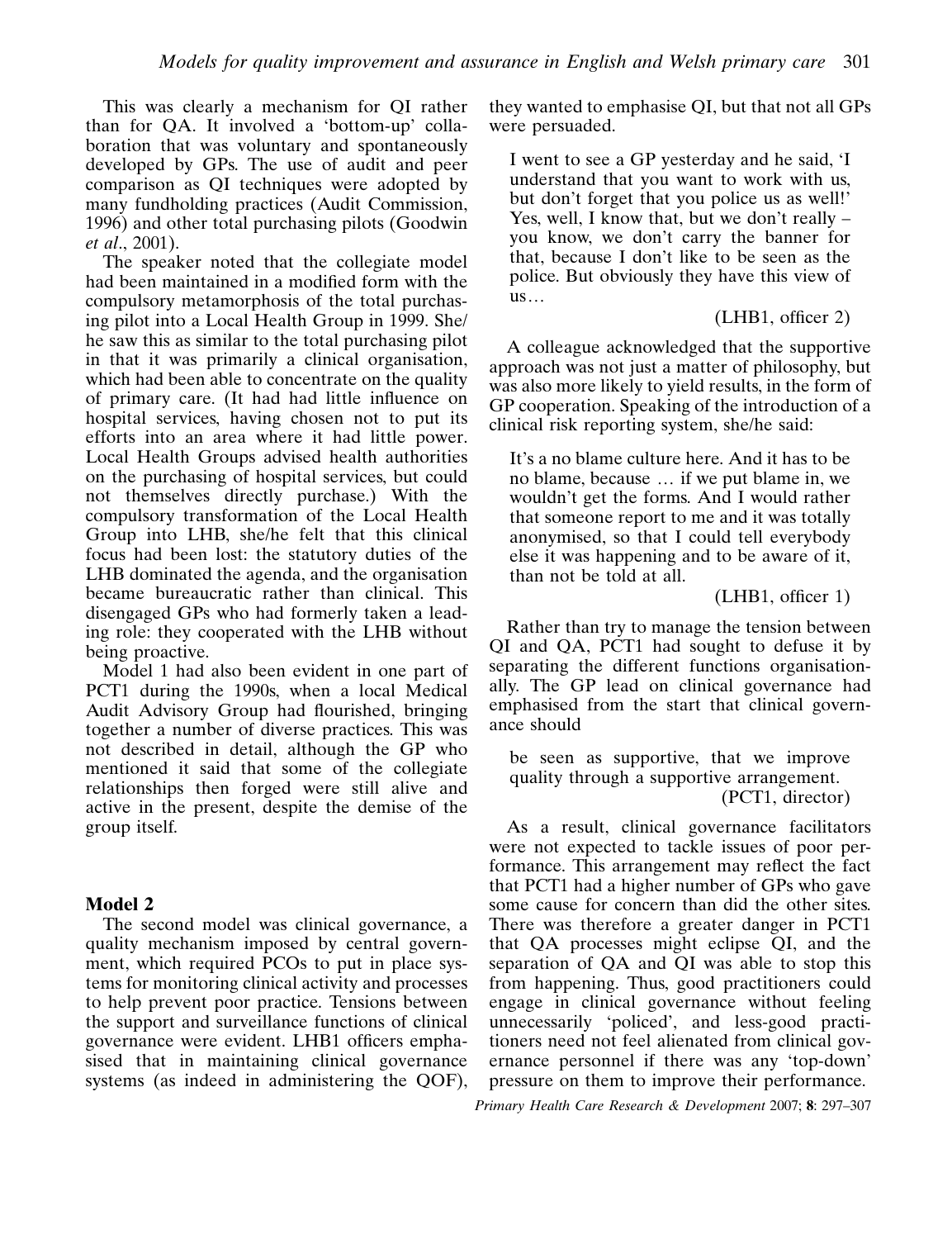This was clearly a mechanism for QI rather than for QA. It involved a 'bottom-up' collaboration that was voluntary and spontaneously developed by GPs. The use of audit and peer comparison as QI techniques were adopted by many fundholding practices (Audit Commission, 1996) and other total purchasing pilots (Goodwin *et al*., 2001).

The speaker noted that the collegiate model had been maintained in a modified form with the compulsory metamorphosis of the total purchasing pilot into a Local Health Group in 1999. She/he saw this as similar to the total purchasing pilot in that it was primarily a clinical organisation, which had been able to concentrate on the quality of primary care. (It had had little influence on hospital services, having chosen not to put its efforts into an area where it had little power. Local Health Groups advised health authorities on the purchasing of hospital services, but could not themselves directly purchase.) With the compulsory transformation of the Local Health Group into LHB, she/he felt that this clinical focus had been lost: the statutory duties of the LHB dominated the agenda, and the organisation became bureaucratic rather than clinical. This disengaged GPs who had formerly taken a leading role: they cooperated with the LHB without being proactive.

Model 1 had also been evident in one part of PCT1 during the 1990s, when a local Medical Audit Advisory Group had flourished, bringing together a number of diverse practices. This was not described in detail, although the GP who mentioned it said that some of the collegiate relationships then forged were still alive and active in the present, despite the demise of the group itself.

## Model 2

The second model was clinical governance, a quality mechanism imposed by central government, which required PCOs to put in place systems for monitoring clinical activity and processes to help prevent poor practice. Tensions between the support and surveillance functions of clinical governance were evident. LHB1 officers emphasised that in maintaining clinical governance systems (as indeed in administering the QOF), they wanted to emphasise QI, but that not all GPs were persuaded.

> I went to see a GP yesterday and he said, 'I understand that you want to work with us, but don't forget that you police us as well!' Yes, well, I know that, but we don't really – you know, we don't carry the banner for that, because I don't like to be seen as the police. But obviously they have this view of us…
>
> (LHB1, officer 2)

A colleague acknowledged that the supportive approach was not just a matter of philosophy, but was also more likely to yield results, in the form of GP cooperation. Speaking of the introduction of a clinical risk reporting system, she/he said:

> It's a no blame culture here. And it has to be no blame, because … if we put blame in, we wouldn't get the forms. And I would rather that someone report to me and it was totally anonymised, so that I could tell everybody else it was happening and to be aware of it, than not be told at all.
>
> (LHB1, officer 1)

Rather than try to manage the tension between QI and QA, PCT1 had sought to defuse it by separating the different functions organisationally. The GP lead on clinical governance had emphasised from the start that clinical governance should

> be seen as supportive, that we improve quality through a supportive arrangement.
>
> (PCT1, director)

As a result, clinical governance facilitators were not expected to tackle issues of poor performance. This arrangement may reflect the fact that PCT1 had a higher number of GPs who gave some cause for concern than did the other sites. There was therefore a greater danger in PCT1 that QA processes might eclipse QI, and the separation of QA and QI was able to stop this from happening. Thus, good practitioners could engage in clinical governance without feeling unnecessarily 'policed', and less-good practitioners need not feel alienated from clinical governance personnel if there was any 'top-down' pressure on them to improve their performance.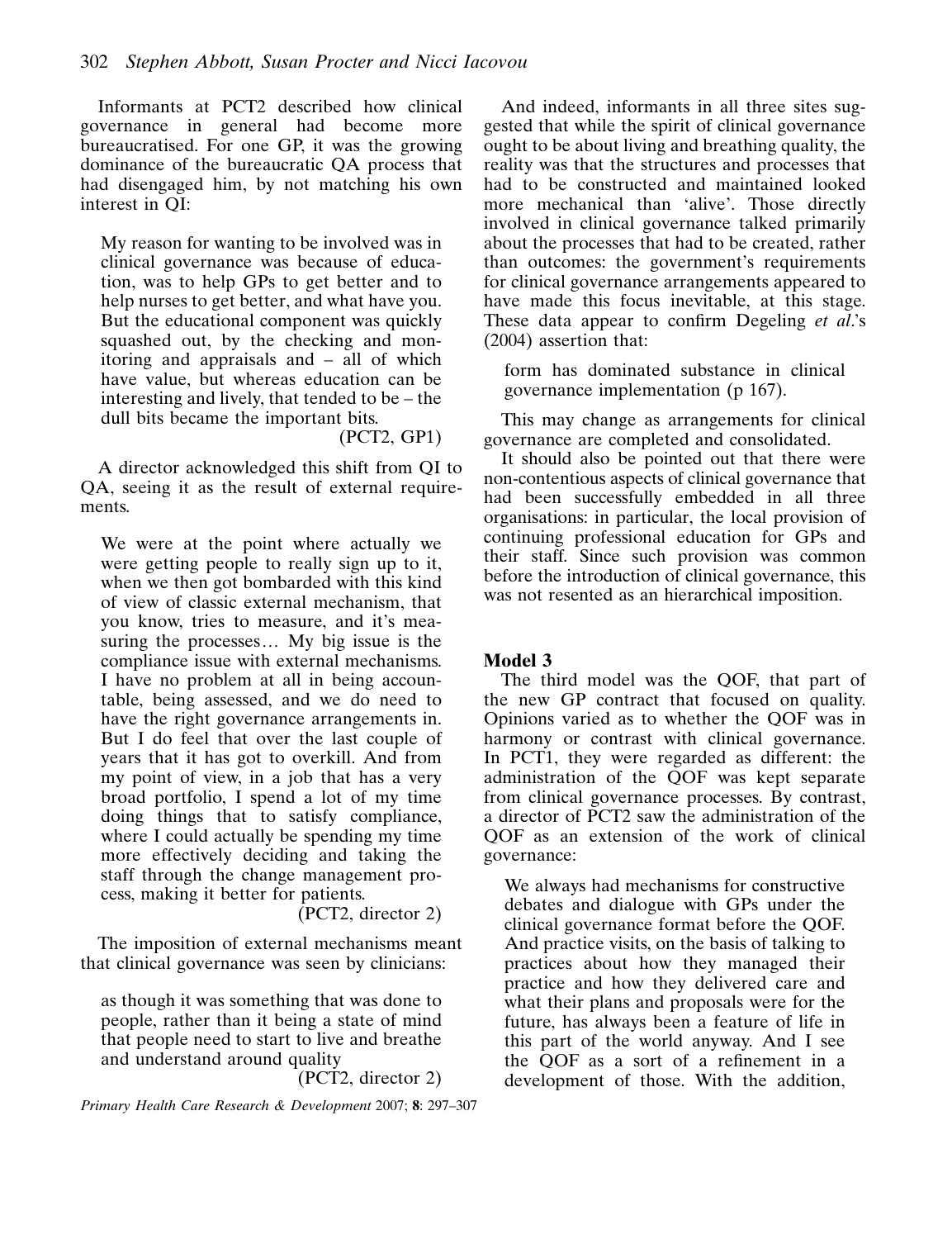Informants at PCT2 described how clinical governance in general had become more bureaucratised. For one GP, it was the growing dominance of the bureaucratic QA process that had disengaged him, by not matching his own interest in QI:

> My reason for wanting to be involved was in clinical governance was because of education, was to help GPs to get better and to help nurses to get better, and what have you. But the educational component was quickly squashed out, by the checking and monitoring and appraisals and – all of which have value, but whereas education can be interesting and lively, that tended to be – the dull bits became the important bits.
>
> (PCT2, GP1)

A director acknowledged this shift from QI to QA, seeing it as the result of external requirements.

> We were at the point where actually we were getting people to really sign up to it, when we then got bombarded with this kind of view of classic external mechanism, that you know, tries to measure, and it's measuring the processes… My big issue is the compliance issue with external mechanisms. I have no problem at all in being accountable, being assessed, and we do need to have the right governance arrangements in. But I do feel that over the last couple of years that it has got to overkill. And from my point of view, in a job that has a very broad portfolio, I spend a lot of my time doing things that to satisfy compliance, where I could actually be spending my time more effectively deciding and taking the staff through the change management process, making it better for patients.
>
> (PCT2, director 2)

The imposition of external mechanisms meant that clinical governance was seen by clinicians:

> as though it was something that was done to people, rather than it being a state of mind that people need to start to live and breathe and understand around quality
>
> (PCT2, director 2)

And indeed, informants in all three sites suggested that while the spirit of clinical governance ought to be about living and breathing quality, the reality was that the structures and processes that had to be constructed and maintained looked more mechanical than 'alive'. Those directly involved in clinical governance talked primarily about the processes that had to be created, rather than outcomes: the government's requirements for clinical governance arrangements appeared to have made this focus inevitable, at this stage. These data appear to confirm Degeling *et al*.'s (2004) assertion that:

> form has dominated substance in clinical governance implementation (p 167).

This may change as arrangements for clinical governance are completed and consolidated.

It should also be pointed out that there were non-contentious aspects of clinical governance that had been successfully embedded in all three organisations: in particular, the local provision of continuing professional education for GPs and their staff. Since such provision was common before the introduction of clinical governance, this was not resented as an hierarchical imposition.

### Model 3

The third model was the QOF, that part of the new GP contract that focused on quality. Opinions varied as to whether the QOF was in harmony or contrast with clinical governance. In PCT1, they were regarded as different: the administration of the QOF was kept separate from clinical governance processes. By contrast, a director of PCT2 saw the administration of the QOF as an extension of the work of clinical governance:

> We always had mechanisms for constructive debates and dialogue with GPs under the clinical governance format before the QOF. And practice visits, on the basis of talking to practices about how they managed their practice and how they delivered care and what their plans and proposals were for the future, has always been a feature of life in this part of the world anyway. And I see the QOF as a sort of a refinement in a development of those. With the addition,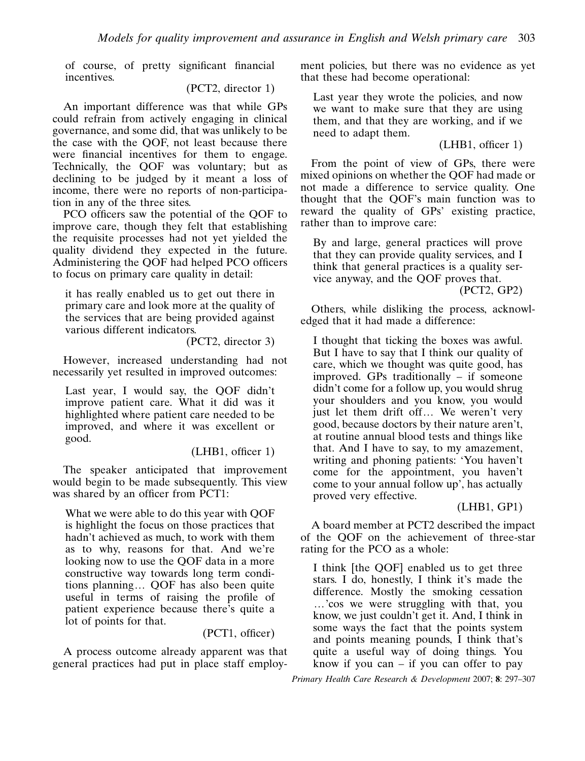of course, of pretty significant financial incentives.

(PCT2, director 1)

An important difference was that while GPs could refrain from actively engaging in clinical governance, and some did, that was unlikely to be the case with the QOF, not least because there were financial incentives for them to engage. Technically, the QOF was voluntary; but as declining to be judged by it meant a loss of income, there were no reports of non-participation in any of the three sites.

PCO officers saw the potential of the QOF to improve care, though they felt that establishing the requisite processes had not yet yielded the quality dividend they expected in the future. Administering the QOF had helped PCO officers to focus on primary care quality in detail:

> it has really enabled us to get out there in primary care and look more at the quality of the services that are being provided against various different indicators.
>
> (PCT2, director 3)

However, increased understanding had not necessarily yet resulted in improved outcomes:

> Last year, I would say, the QOF didn't improve patient care. What it did was it highlighted where patient care needed to be improved, and where it was excellent or good.
>
> (LHB1, officer 1)

The speaker anticipated that improvement would begin to be made subsequently. This view was shared by an officer from PCT1:

> What we were able to do this year with QOF is highlight the focus on those practices that hadn't achieved as much, to work with them as to why, reasons for that. And we're looking now to use the QOF data in a more constructive way towards long term conditions planning… QOF has also been quite useful in terms of raising the profile of patient experience because there's quite a lot of points for that.
>
> (PCT1, officer)

A process outcome already apparent was that general practices had put in place staff employment policies, but there was no evidence as yet that these had become operational:

> Last year they wrote the policies, and now we want to make sure that they are using them, and that they are working, and if we need to adapt them.
>
> (LHB1, officer 1)

From the point of view of GPs, there were mixed opinions on whether the QOF had made or not made a difference to service quality. One thought that the QOF's main function was to reward the quality of GPs' existing practice, rather than to improve care:

> By and large, general practices will prove that they can provide quality services, and I think that general practices is a quality service anyway, and the QOF proves that.
>
> (PCT2, GP2)

Others, while disliking the process, acknowledged that it had made a difference:

> I thought that ticking the boxes was awful. But I have to say that I think our quality of care, which we thought was quite good, has improved. GPs traditionally – if someone didn't come for a follow up, you would shrug your shoulders and you know, you would just let them drift off… We weren't very good, because doctors by their nature aren't, at routine annual blood tests and things like that. And I have to say, to my amazement, writing and phoning patients: 'You haven't come for the appointment, you haven't come to your annual follow up', has actually proved very effective.
>
> (LHB1, GP1)

A board member at PCT2 described the impact of the QOF on the achievement of three-star rating for the PCO as a whole:

> I think [the QOF] enabled us to get three stars. I do, honestly, I think it's made the difference. Mostly the smoking cessation …'cos we were struggling with that, you know, we just couldn't get it. And, I think in some ways the fact that the points system and points meaning pounds, I think that's quite a useful way of doing things. You know if you can – if you can offer to pay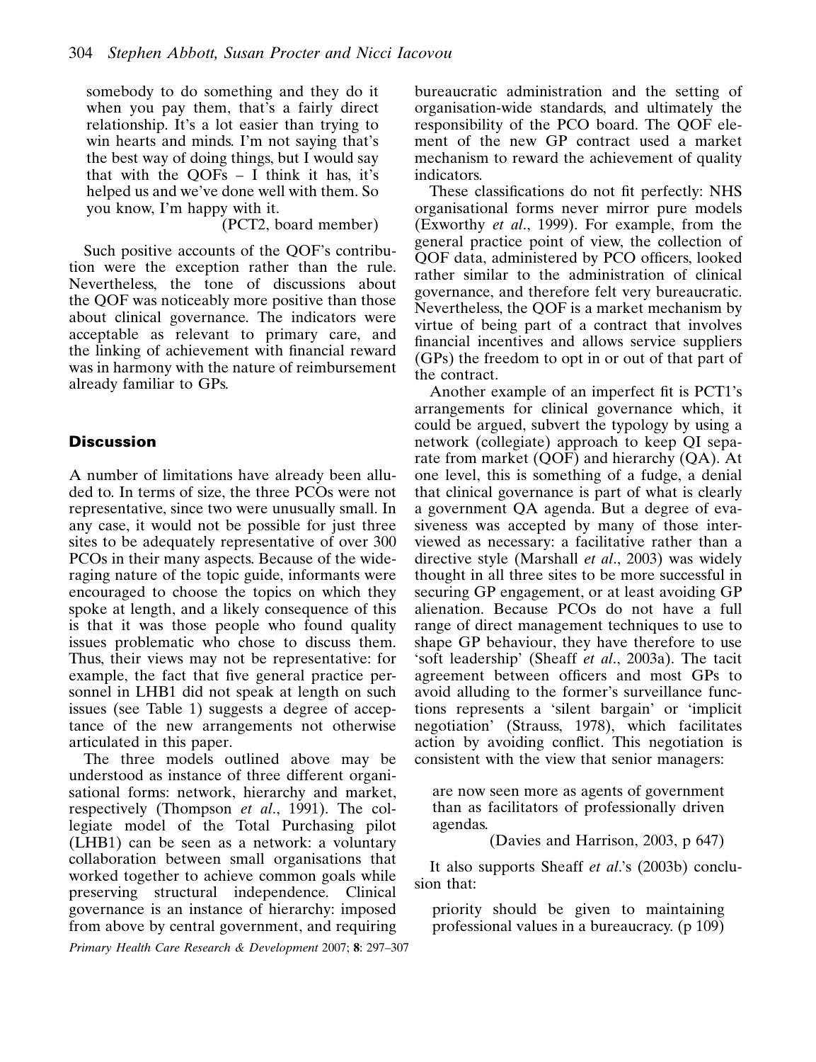somebody to do something and they do it when you pay them, that's a fairly direct relationship. It's a lot easier than trying to win hearts and minds. I'm not saying that's the best way of doing things, but I would say that with the QOFs – I think it has, it's helped us and we've done well with them. So you know, I'm happy with it.

(PCT2, board member)

Such positive accounts of the QOF's contribution were the exception rather than the rule. Nevertheless, the tone of discussions about the QOF was noticeably more positive than those about clinical governance. The indicators were acceptable as relevant to primary care, and the linking of achievement with financial reward was in harmony with the nature of reimbursement already familiar to GPs.

## Discussion

A number of limitations have already been alluded to. In terms of size, the three PCOs were not representative, since two were unusually small. In any case, it would not be possible for just three sites to be adequately representative of over 300 PCOs in their many aspects. Because of the wide-raging nature of the topic guide, informants were encouraged to choose the topics on which they spoke at length, and a likely consequence of this is that it was those people who found quality issues problematic who chose to discuss them. Thus, their views may not be representative: for example, the fact that five general practice personnel in LHB1 did not speak at length on such issues (see Table 1) suggests a degree of acceptance of the new arrangements not otherwise articulated in this paper.

The three models outlined above may be understood as instance of three different organisational forms: network, hierarchy and market, respectively (Thompson *et al*., 1991). The collegiate model of the Total Purchasing pilot (LHB1) can be seen as a network: a voluntary collaboration between small organisations that worked together to achieve common goals while preserving structural independence. Clinical governance is an instance of hierarchy: imposed from above by central government, and requiring bureaucratic administration and the setting of organisation-wide standards, and ultimately the responsibility of the PCO board. The QOF element of the new GP contract used a market mechanism to reward the achievement of quality indicators.

These classifications do not fit perfectly: NHS organisational forms never mirror pure models (Exworthy *et al*., 1999). For example, from the general practice point of view, the collection of QOF data, administered by PCO officers, looked rather similar to the administration of clinical governance, and therefore felt very bureaucratic. Nevertheless, the QOF is a market mechanism by virtue of being part of a contract that involves financial incentives and allows service suppliers (GPs) the freedom to opt in or out of that part of the contract.

Another example of an imperfect fit is PCT1's arrangements for clinical governance which, it could be argued, subvert the typology by using a network (collegiate) approach to keep QI separate from market (QOF) and hierarchy (QA). At one level, this is something of a fudge, a denial that clinical governance is part of what is clearly a government QA agenda. But a degree of evasiveness was accepted by many of those interviewed as necessary: a facilitative rather than a directive style (Marshall *et al*., 2003) was widely thought in all three sites to be more successful in securing GP engagement, or at least avoiding GP alienation. Because PCOs do not have a full range of direct management techniques to use to shape GP behaviour, they have therefore to use 'soft leadership' (Sheaff *et al*., 2003a). The tacit agreement between officers and most GPs to avoid alluding to the former's surveillance functions represents a 'silent bargain' or 'implicit negotiation' (Strauss, 1978), which facilitates action by avoiding conflict. This negotiation is consistent with the view that senior managers:

> are now seen more as agents of government than as facilitators of professionally driven agendas.
>
> (Davies and Harrison, 2003, p 647)

It also supports Sheaff *et al*.'s (2003b) conclusion that:

> priority should be given to maintaining professional values in a bureaucracy. (p 109)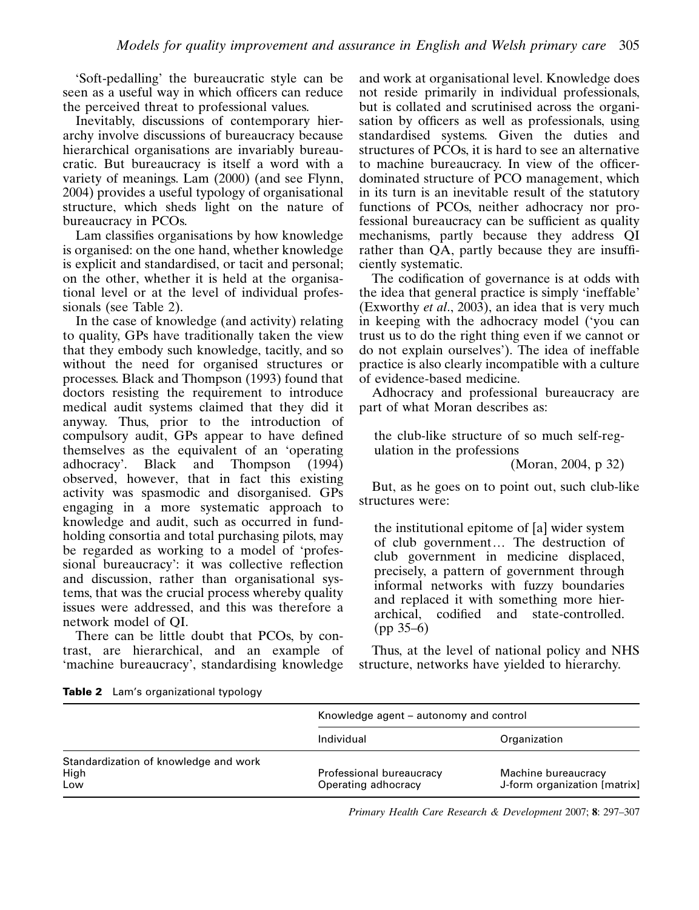'Soft-pedalling' the bureaucratic style can be seen as a useful way in which officers can reduce the perceived threat to professional values.

Inevitably, discussions of contemporary hierarchy involve discussions of bureaucracy because hierarchical organisations are invariably bureaucratic. But bureaucracy is itself a word with a variety of meanings. Lam (2000) (and see Flynn, 2004) provides a useful typology of organisational structure, which sheds light on the nature of bureaucracy in PCOs.

Lam classifies organisations by how knowledge is organised: on the one hand, whether knowledge is explicit and standardised, or tacit and personal; on the other, whether it is held at the organisational level or at the level of individual professionals (see Table 2).

In the case of knowledge (and activity) relating to quality, GPs have traditionally taken the view that they embody such knowledge, tacitly, and so without the need for organised structures or processes. Black and Thompson (1993) found that doctors resisting the requirement to introduce medical audit systems claimed that they did it anyway. Thus, prior to the introduction of compulsory audit, GPs appear to have defined themselves as the equivalent of an 'operating adhocracy'. Black and Thompson (1994) observed, however, that in fact this existing activity was spasmodic and disorganised. GPs engaging in a more systematic approach to knowledge and audit, such as occurred in fundholding consortia and total purchasing pilots, may be regarded as working to a model of 'professional bureaucracy': it was collective reflection and discussion, rather than organisational systems, that was the crucial process whereby quality issues were addressed, and this was therefore a network model of QI.

There can be little doubt that PCOs, by contrast, are hierarchical, and an example of 'machine bureaucracy', standardising knowledge and work at organisational level. Knowledge does not reside primarily in individual professionals, but is collated and scrutinised across the organisation by officers as well as professionals, using standardised systems. Given the duties and structures of PCOs, it is hard to see an alternative to machine bureaucracy. In view of the officer-dominated structure of PCO management, which in its turn is an inevitable result of the statutory functions of PCOs, neither adhocracy nor professional bureaucracy can be sufficient as quality mechanisms, partly because they address QI rather than QA, partly because they are insufficiently systematic.

The codification of governance is at odds with the idea that general practice is simply 'ineffable' (Exworthy *et al*., 2003), an idea that is very much in keeping with the adhocracy model ('you can trust us to do the right thing even if we cannot or do not explain ourselves'). The idea of ineffable practice is also clearly incompatible with a culture of evidence-based medicine.

Adhocracy and professional bureaucracy are part of what Moran describes as:

> the club-like structure of so much self-regulation in the professions
> (Moran, 2004, p 32)

But, as he goes on to point out, such club-like structures were:

> the institutional epitome of [a] wider system of club government… The destruction of club government in medicine displaced, precisely, a pattern of government through informal networks with fuzzy boundaries and replaced it with something more hierarchical, codified and state-controlled. (pp 35–6)

Thus, at the level of national policy and NHS structure, networks have yielded to hierarchy.

**Table 2** Lam's organizational typology

| | Knowledge agent – autonomy and control | |
|---|---|---|
| | Individual | Organization |
| Standardization of knowledge and work | | |
| High | Professional bureaucracy | Machine bureaucracy |
| Low | Operating adhocracy | J-form organization [matrix] |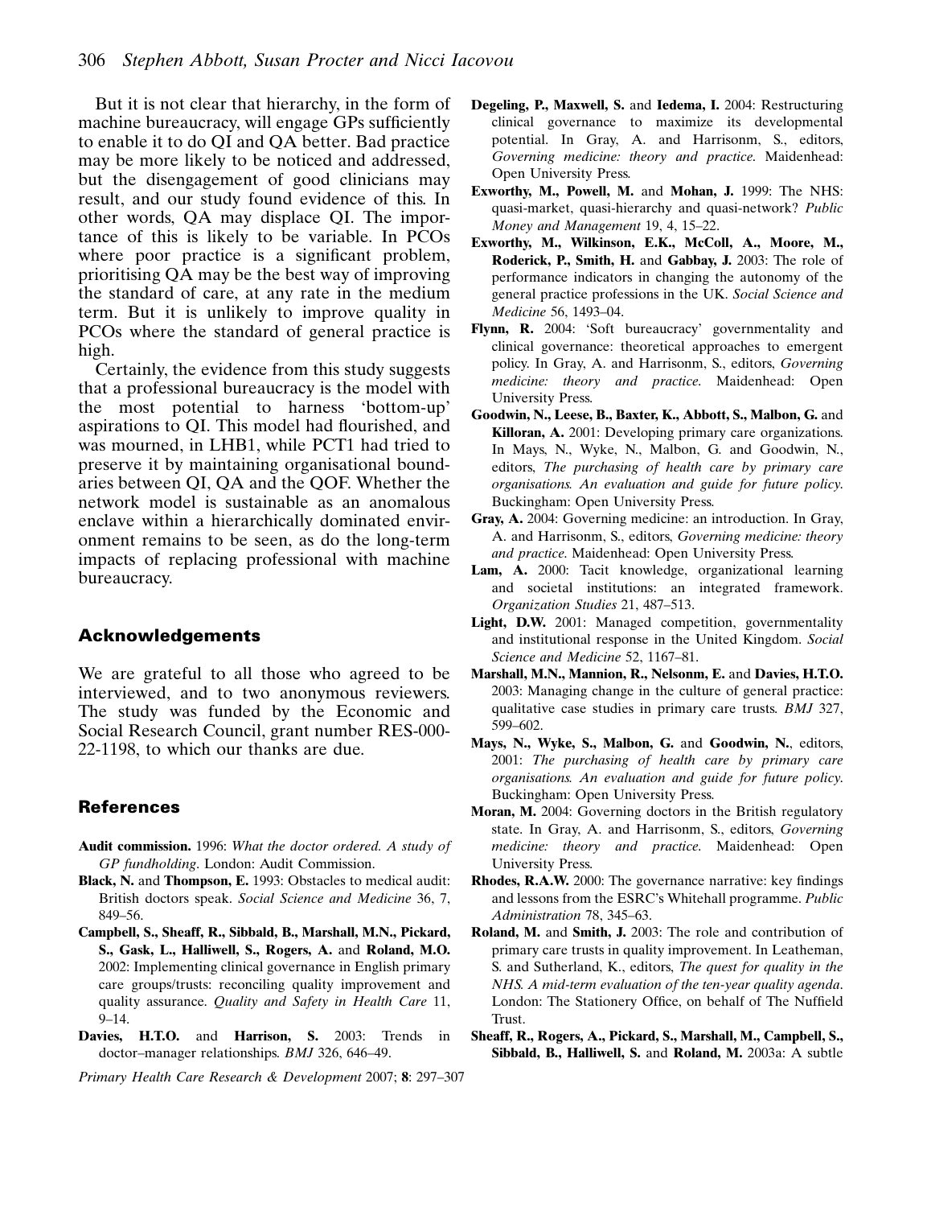But it is not clear that hierarchy, in the form of machine bureaucracy, will engage GPs sufficiently to enable it to do QI and QA better. Bad practice may be more likely to be noticed and addressed, but the disengagement of good clinicians may result, and our study found evidence of this. In other words, QA may displace QI. The importance of this is likely to be variable. In PCOs where poor practice is a significant problem, prioritising QA may be the best way of improving the standard of care, at any rate in the medium term. But it is unlikely to improve quality in PCOs where the standard of general practice is high.

Certainly, the evidence from this study suggests that a professional bureaucracy is the model with the most potential to harness 'bottom-up' aspirations to QI. This model had flourished, and was mourned, in LHB1, while PCT1 had tried to preserve it by maintaining organisational boundaries between QI, QA and the QOF. Whether the network model is sustainable as an anomalous enclave within a hierarchically dominated environment remains to be seen, as do the long-term impacts of replacing professional with machine bureaucracy.

## Acknowledgements

We are grateful to all those who agreed to be interviewed, and to two anonymous reviewers. The study was funded by the Economic and Social Research Council, grant number RES-000-22-1198, to which our thanks are due.

## References

**Audit commission.** 1996: *What the doctor ordered. A study of GP fundholding*. London: Audit Commission.

**Black, N.** and **Thompson, E.** 1993: Obstacles to medical audit: British doctors speak. *Social Science and Medicine* 36, 7, 849–56.

**Campbell, S., Sheaff, R., Sibbald, B., Marshall, M.N., Pickard, S., Gask, L., Halliwell, S., Rogers, A.** and **Roland, M.O.** 2002: Implementing clinical governance in English primary care groups/trusts: reconciling quality improvement and quality assurance. *Quality and Safety in Health Care* 11, 9–14.

**Davies, H.T.O.** and **Harrison, S.** 2003: Trends in doctor–manager relationships. *BMJ* 326, 646–49.

**Degeling, P., Maxwell, S.** and **Iedema, I.** 2004: Restructuring clinical governance to maximize its developmental potential. In Gray, A. and Harrisonm, S., editors, *Governing medicine: theory and practice*. Maidenhead: Open University Press.

**Exworthy, M., Powell, M.** and **Mohan, J.** 1999: The NHS: quasi-market, quasi-hierarchy and quasi-network? *Public Money and Management* 19, 4, 15–22.

**Exworthy, M., Wilkinson, E.K., McColl, A., Moore, M., Roderick, P., Smith, H.** and **Gabbay, J.** 2003: The role of performance indicators in changing the autonomy of the general practice professions in the UK. *Social Science and Medicine* 56, 1493–04.

**Flynn, R.** 2004: 'Soft bureaucracy' governmentality and clinical governance: theoretical approaches to emergent policy. In Gray, A. and Harrisonm, S., editors, *Governing medicine: theory and practice*. Maidenhead: Open University Press.

**Goodwin, N., Leese, B., Baxter, K., Abbott, S., Malbon, G.** and **Killoran, A.** 2001: Developing primary care organizations. In Mays, N., Wyke, N., Malbon, G. and Goodwin, N., editors, *The purchasing of health care by primary care organisations. An evaluation and guide for future policy*. Buckingham: Open University Press.

**Gray, A.** 2004: Governing medicine: an introduction. In Gray, A. and Harrisonm, S., editors, *Governing medicine: theory and practice*. Maidenhead: Open University Press.

**Lam, A.** 2000: Tacit knowledge, organizational learning and societal institutions: an integrated framework. *Organization Studies* 21, 487–513.

**Light, D.W.** 2001: Managed competition, governmentality and institutional response in the United Kingdom. *Social Science and Medicine* 52, 1167–81.

**Marshall, M.N., Mannion, R., Nelsonm, E.** and **Davies, H.T.O.** 2003: Managing change in the culture of general practice: qualitative case studies in primary care trusts. *BMJ* 327, 599–602.

**Mays, N., Wyke, S., Malbon, G.** and **Goodwin, N.**, editors, 2001: *The purchasing of health care by primary care organisations. An evaluation and guide for future policy*. Buckingham: Open University Press.

**Moran, M.** 2004: Governing doctors in the British regulatory state. In Gray, A. and Harrisonm, S., editors, *Governing medicine: theory and practice*. Maidenhead: Open University Press.

**Rhodes, R.A.W.** 2000: The governance narrative: key findings and lessons from the ESRC's Whitehall programme. *Public Administration* 78, 345–63.

**Roland, M.** and **Smith, J.** 2003: The role and contribution of primary care trusts in quality improvement. In Leatheman, S. and Sutherland, K., editors, *The quest for quality in the NHS. A mid-term evaluation of the ten-year quality agenda*. London: The Stationery Office, on behalf of The Nuffield Trust.

**Sheaff, R., Rogers, A., Pickard, S., Marshall, M., Campbell, S., Sibbald, B., Halliwell, S.** and **Roland, M.** 2003a: A subtle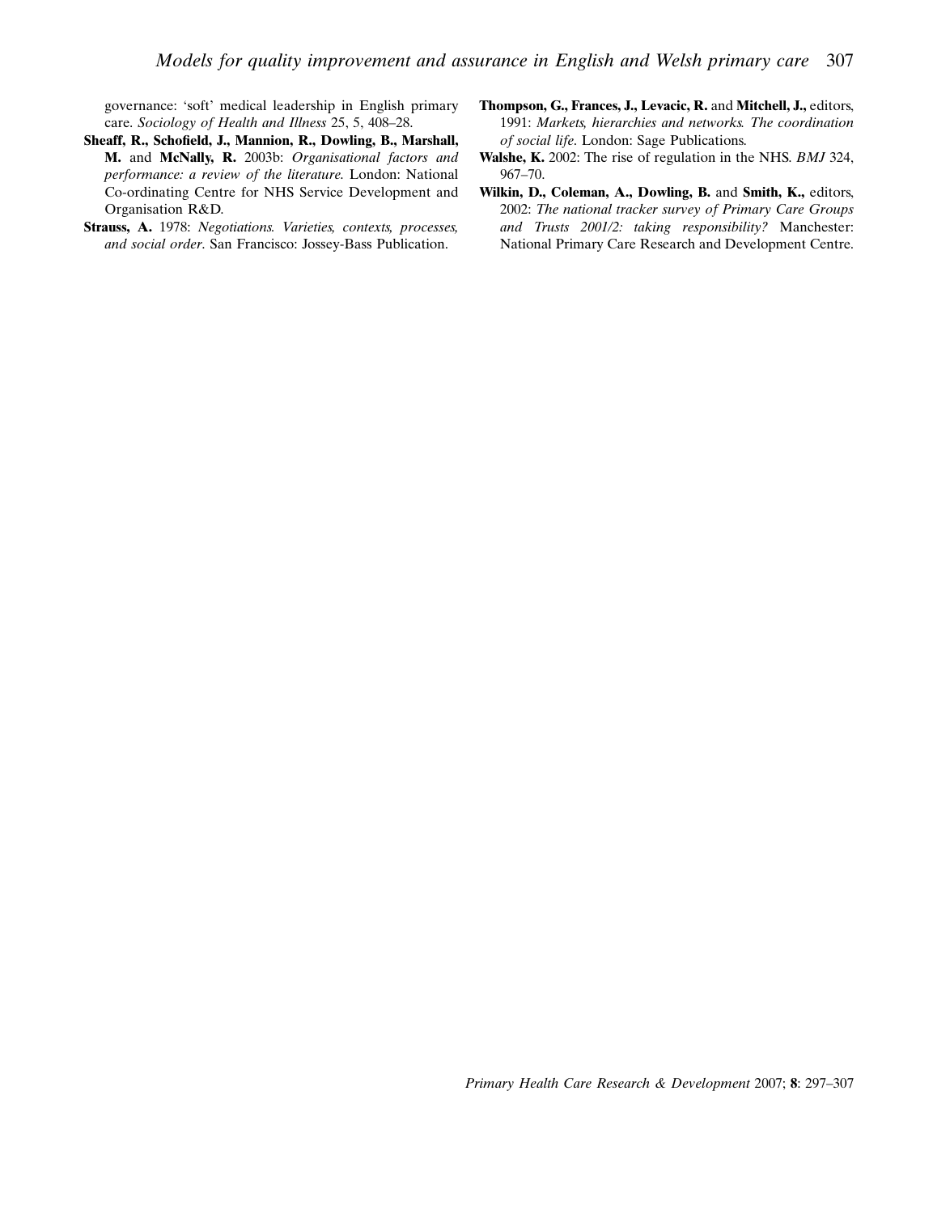governance: 'soft' medical leadership in English primary care. *Sociology of Health and Illness* 25, 5, 408–28.

**Sheaff, R., Schofield, J., Mannion, R., Dowling, B., Marshall, M.** and **McNally, R.** 2003b: *Organisational factors and performance: a review of the literature*. London: National Co-ordinating Centre for NHS Service Development and Organisation R&D.

**Strauss, A.** 1978: *Negotiations. Varieties, contexts, processes, and social order*. San Francisco: Jossey-Bass Publication.

**Thompson, G., Frances, J., Levacic, R.** and **Mitchell, J.,** editors, 1991: *Markets, hierarchies and networks. The coordination of social life*. London: Sage Publications.

**Walshe, K.** 2002: The rise of regulation in the NHS. *BMJ* 324, 967–70.

**Wilkin, D., Coleman, A., Dowling, B.** and **Smith, K.,** editors, 2002: *The national tracker survey of Primary Care Groups and Trusts 2001/2: taking responsibility?* Manchester: National Primary Care Research and Development Centre.